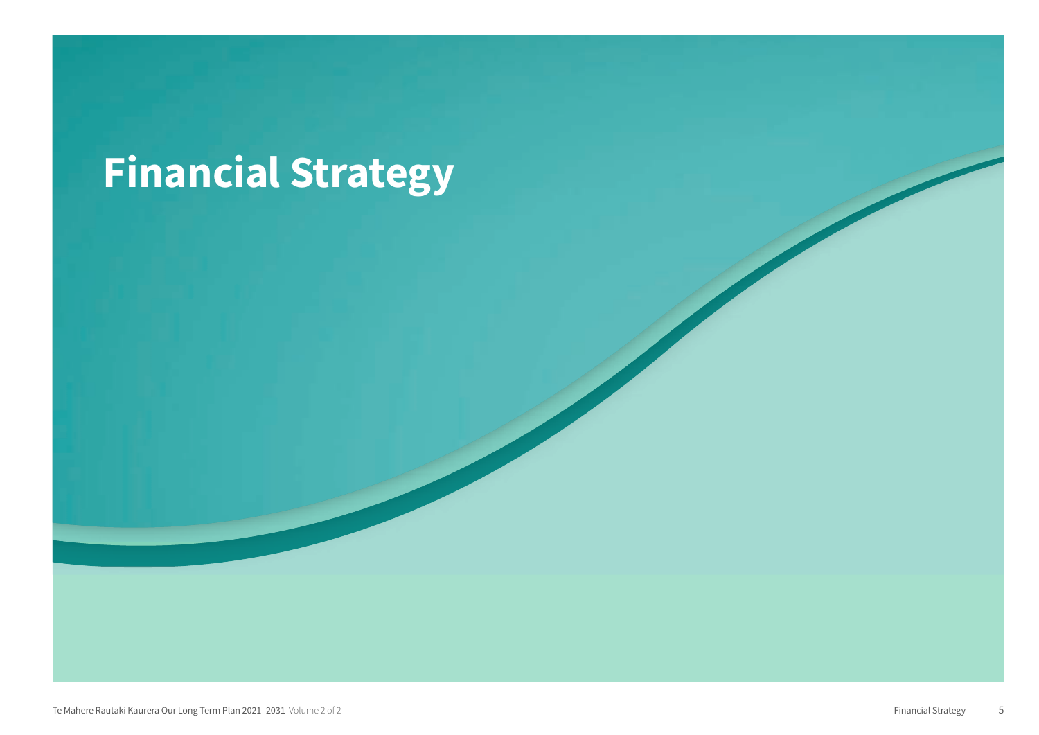# Financial Strategy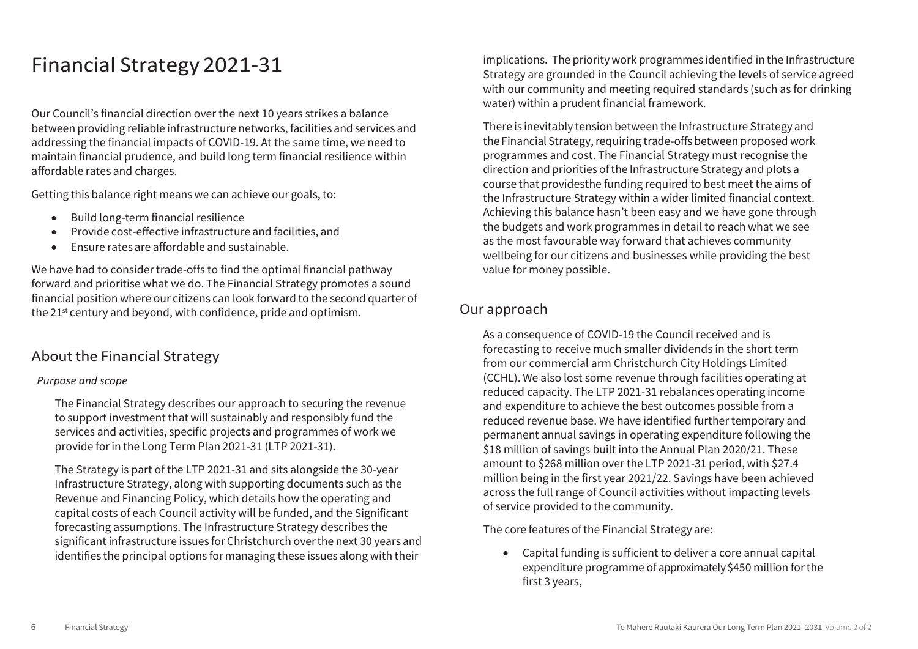# Financial Strategy 2021-31

Our Council's financial direction over the next 10 years strikes a balance between providing reliable infrastructure networks, facilities and services and addressing the financial impacts of COVID-19. At the same time, we need to maintain financial prudence, and build long term financial resilience within affordable rates and charges.

Getting this balance right means we can achieve our goals, to:

- Build long-term financial resilience
- Provide cost-effective infrastructure and facilities, and
- Ensure rates are affordable and sustainable.

We have had to consider trade-offs to find the optimal financial pathway forward and prioritise what we do. The Financial Strategy promotes a sound financial position where our citizens can look forward to the second quarter of the 21st century and beyond, with confidence, pride and optimism.

## About the Financial Strategy

*Purpose and scope*

The Financial Strategy describes our approach to securing the revenue to support investment that will sustainably and responsibly fund the services and activities, specific projects and programmes of work we provide for in the Long Term Plan 2021-31 (LTP 2021-31).

The Strategy is part of the LTP 2021-31 and sits alongside the 30-year Infrastructure Strategy, along with supporting documents such as the Revenue and Financing Policy, which details how the operating and capital costs of each Council activity will be funded, and the Significant forecasting assumptions. The Infrastructure Strategy describes the significant infrastructure issues for Christchurch over the next 30 years and identifies the principal options for managing these issues along with their implications. The priority work programmes identified in the Infrastructure Strategy are grounded in the Council achieving the levels of service agreed with our community and meeting required standards (such as for drinking water) within a prudent financial framework.

There is inevitably tension between the Infrastructure Strategy and the Financial Strategy, requiring trade-offs between proposed work programmes and cost. The Financial Strategy must recognise the direction and priorities of the Infrastructure Strategy and plots a course that providesthe funding required to best meet the aims of the Infrastructure Strategy within a wider limited financial context. Achieving this balance hasn't been easy and we have gone through the budgets and work programmes in detail to reach what we see as the most favourable way forward that achieves community wellbeing for our citizens and businesses while providing the best value for money possible.

## Our approach

As a consequence of COVID-19 the Council received and is forecasting to receive much smaller dividends in the short term from our commercial arm Christchurch City Holdings Limited (CCHL). We also lost some revenue through facilities operating at reduced capacity. The LTP 2021-31 rebalances operating income and expenditure to achieve the best outcomes possible from a reduced revenue base. We have identified further temporary and permanent annual savings in operating expenditure following the $18 million of savings built into the Annual Plan 2020/21. These amount to $268 million over the LTP 2021-31 period, with $27.4 million being in the first year 2021/22. Savings have been achieved across the full range of Council activities without impacting levels of service provided to the community.

The core features of the Financial Strategy are:

- Capital funding is sufficient to deliver a core annual capital expenditure programme of approximately $450 million for the first 3 years,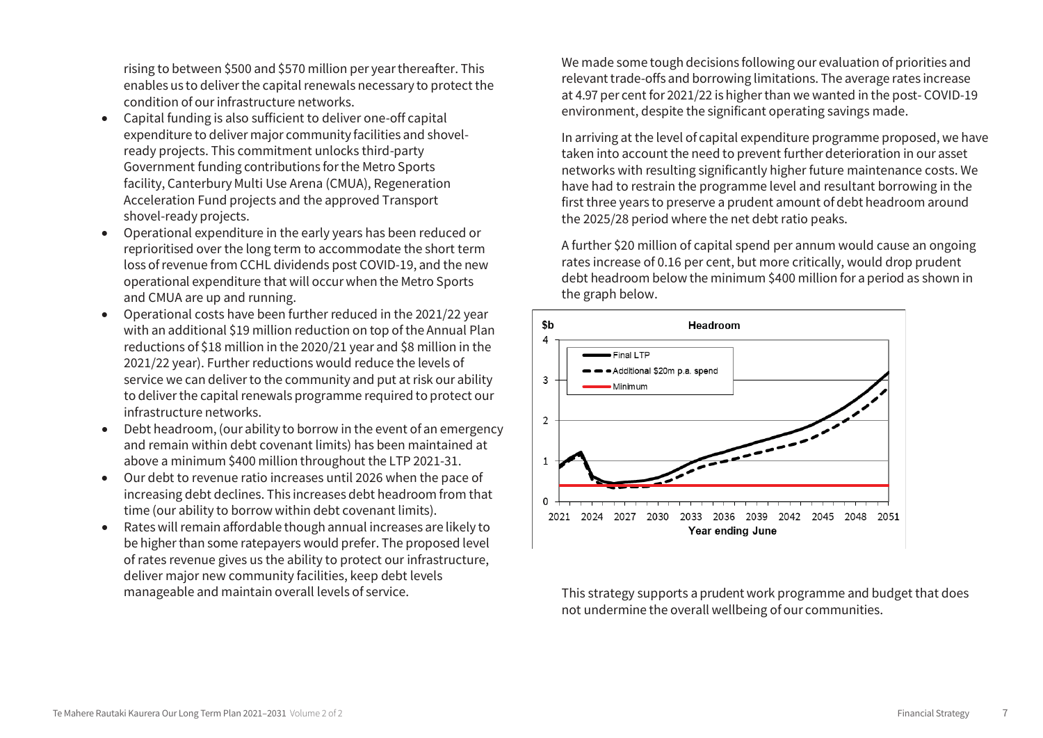rising to between $500 and $570 million per year thereafter. This enables us to deliver the capital renewals necessary to protect the condition of our infrastructure networks.

- Capital funding is also sufficient to deliver one-off capital expenditure to deliver major community facilities and shovel-ready projects. This commitment unlocks third-party Government funding contributions for the Metro Sports facility, Canterbury Multi Use Arena (CMUA), Regeneration Acceleration Fund projects and the approved Transport shovel-ready projects.
- Operational expenditure in the early years has been reduced or reprioritised over the long term to accommodate the short term loss of revenue from CCHL dividends post COVID-19, and the new operational expenditure that will occur when the Metro Sports and CMUA are up and running.
- Operational costs have been further reduced in the 2021/22 year with an additional $19 million reduction on top of the Annual Plan reductions of $18 million in the 2020/21 year and $8 million in the 2021/22 year). Further reductions would reduce the levels of service we can deliver to the community and put at risk our ability to deliver the capital renewals programme required to protect our infrastructure networks.
- Debt headroom, (our ability to borrow in the event of an emergency and remain within debt covenant limits) has been maintained at above a minimum $400 million throughout the LTP 2021-31.
- Our debt to revenue ratio increases until 2026 when the pace of increasing debt declines. This increases debt headroom from that time (our ability to borrow within debt covenant limits).
- Rates will remain affordable though annual increases are likely to be higher than some ratepayers would prefer. The proposed level of rates revenue gives us the ability to protect our infrastructure, deliver major new community facilities, keep debt levels manageable and maintain overall levels of service.

We made some tough decisions following our evaluation of priorities and relevant trade-offs and borrowing limitations. The average rates increase at 4.97 per cent for 2021/22 is higher than we wanted in the post- COVID-19 environment, despite the significant operating savings made.

In arriving at the level of capital expenditure programme proposed, we have taken into account the need to prevent further deterioration in our asset networks with resulting significantly higher future maintenance costs. We have had to restrain the programme level and resultant borrowing in the first three years to preserve a prudent amount of debt headroom around the 2025/28 period where the net debt ratio peaks.

A further $20 million of capital spend per annum would cause an ongoing rates increase of 0.16 per cent, but more critically, would drop prudent debt headroom below the minimum $400 million for a period as shown in the graph below.

Headroom

$b

4
3
2
1
0

2021 2024 2027 2030 2033 2036 2039 2042 2045 2048 2051

Year ending June

Final LTP
Additional $20m p.a. spend
Minimum

This strategy supports a prudent work programme and budget that does not undermine the overall wellbeing of our communities.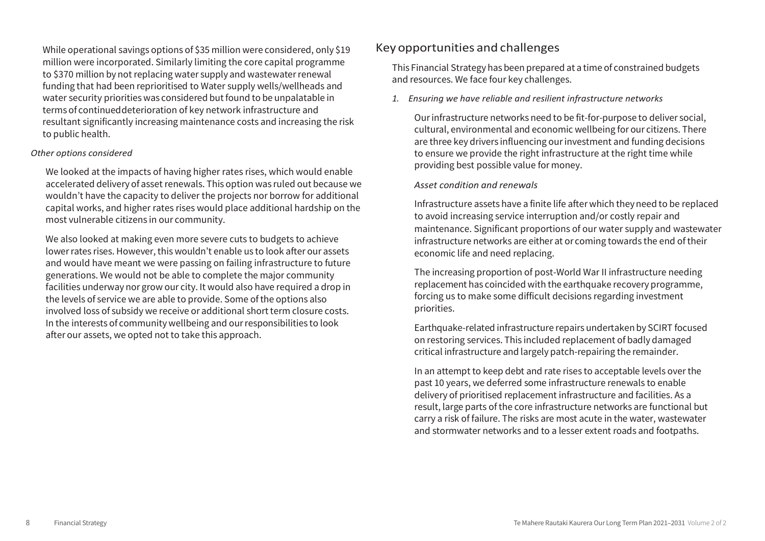While operational savings options of $35 million were considered, only $19 million were incorporated. Similarly limiting the core capital programme to $370 million by not replacing water supply and wastewater renewal funding that had been reprioritised to Water supply wells/wellheads and water security priorities was considered but found to be unpalatable in terms of continueddeterioration of key network infrastructure and resultant significantly increasing maintenance costs and increasing the risk to public health.

*Other options considered*

We looked at the impacts of having higher rates rises, which would enable accelerated delivery of asset renewals. This option was ruled out because we wouldn't have the capacity to deliver the projects nor borrow for additional capital works, and higher rates rises would place additional hardship on the most vulnerable citizens in our community.

We also looked at making even more severe cuts to budgets to achieve lower rates rises. However, this wouldn't enable us to look after our assets and would have meant we were passing on failing infrastructure to future generations. We would not be able to complete the major community facilities underway nor grow our city. It would also have required a drop in the levels of service we are able to provide. Some of the options also involved loss of subsidy we receive or additional short term closure costs. In the interests of community wellbeing and our responsibilities to look after our assets, we opted not to take this approach.

## Key opportunities and challenges

This Financial Strategy has been prepared at a time of constrained budgets and resources. We face four key challenges.

1. *Ensuring we have reliable and resilient infrastructure networks*

Our infrastructure networks need to be fit-for-purpose to deliver social, cultural, environmental and economic wellbeing for our citizens. There are three key drivers influencing our investment and funding decisions to ensure we provide the right infrastructure at the right time while providing best possible value for money.

*Asset condition and renewals*

Infrastructure assets have a finite life after which they need to be replaced to avoid increasing service interruption and/or costly repair and maintenance. Significant proportions of our water supply and wastewater infrastructure networks are either at or coming towards the end of their economic life and need replacing.

The increasing proportion of post-World War II infrastructure needing replacement has coincided with the earthquake recovery programme, forcing us to make some difficult decisions regarding investment priorities.

Earthquake-related infrastructure repairs undertaken by SCIRT focused on restoring services. This included replacement of badly damaged critical infrastructure and largely patch-repairing the remainder.

In an attempt to keep debt and rate rises to acceptable levels over the past 10 years, we deferred some infrastructure renewals to enable delivery of prioritised replacement infrastructure and facilities. As a result, large parts of the core infrastructure networks are functional but carry a risk of failure. The risks are most acute in the water, wastewater and stormwater networks and to a lesser extent roads and footpaths.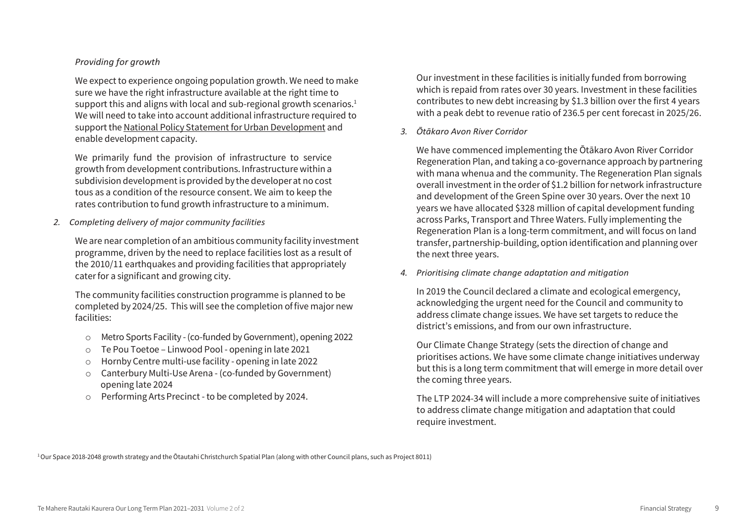*Providing for growth*

We expect to experience ongoing population growth. We need to make sure we have the right infrastructure available at the right time to support this and aligns with local and sub-regional growth scenarios.[1] We will need to take into account additional infrastructure required to support the National Policy Statement for Urban Development and enable development capacity.

We primarily fund the provision of infrastructure to service growth from development contributions. Infrastructure within a subdivision development is provided by the developer at no cost tous as a condition of the resource consent. We aim to keep the rates contribution to fund growth infrastructure to a minimum.

2. *Completing delivery of major community facilities*

We are near completion of an ambitious community facility investment programme, driven by the need to replace facilities lost as a result of the 2010/11 earthquakes and providing facilities that appropriately cater for a significant and growing city.

The community facilities construction programme is planned to be completed by 2024/25. This will see the completion of five major new facilities:

- Metro Sports Facility - (co-funded by Government), opening 2022
- Te Pou Toetoe – Linwood Pool - opening in late 2021
- Hornby Centre multi-use facility - opening in late 2022
- Canterbury Multi-Use Arena - (co-funded by Government) opening late 2024
- Performing Arts Precinct - to be completed by 2024.

Our investment in these facilities is initially funded from borrowing which is repaid from rates over 30 years. Investment in these facilities contributes to new debt increasing by $1.3 billion over the first 4 years with a peak debt to revenue ratio of 236.5 per cent forecast in 2025/26.

3. *Ōtākaro Avon River Corridor*

We have commenced implementing the Ōtākaro Avon River Corridor Regeneration Plan, and taking a co-governance approach by partnering with mana whenua and the community. The Regeneration Plan signals overall investment in the order of $1.2 billion for network infrastructure and development of the Green Spine over 30 years. Over the next 10 years we have allocated $328 million of capital development funding across Parks, Transport and Three Waters. Fully implementing the Regeneration Plan is a long-term commitment, and will focus on land transfer, partnership-building, option identification and planning over the next three years.

4. *Prioritising climate change adaptation and mitigation*

In 2019 the Council declared a climate and ecological emergency, acknowledging the urgent need for the Council and community to address climate change issues. We have set targets to reduce the district's emissions, and from our own infrastructure.

Our Climate Change Strategy (sets the direction of change and prioritises actions. We have some climate change initiatives underway but this is a long term commitment that will emerge in more detail over the coming three years.

The LTP 2024-34 will include a more comprehensive suite of initiatives to address climate change mitigation and adaptation that could require investment.

[1] Our Space 2018-2048 growth strategy and the Ōtautahi Christchurch Spatial Plan (along with other Council plans, such as Project 8011)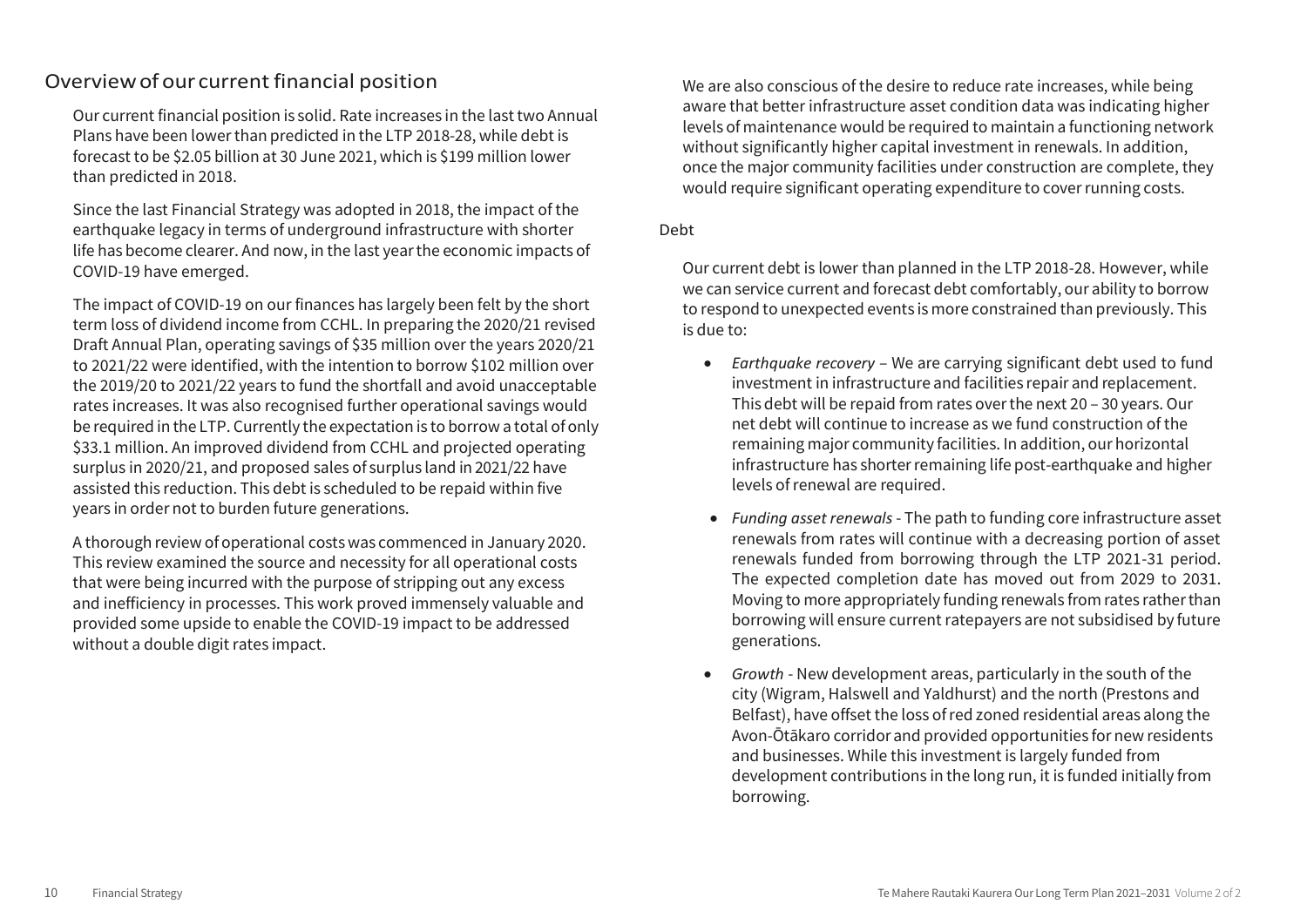## Overview of our current financial position

Our current financial position is solid. Rate increases in the last two Annual Plans have been lower than predicted in the LTP 2018-28, while debt is forecast to be $2.05 billion at 30 June 2021, which is $199 million lower than predicted in 2018.

Since the last Financial Strategy was adopted in 2018, the impact of the earthquake legacy in terms of underground infrastructure with shorter life has become clearer. And now, in the last year the economic impacts of COVID-19 have emerged.

The impact of COVID-19 on our finances has largely been felt by the short term loss of dividend income from CCHL. In preparing the 2020/21 revised Draft Annual Plan, operating savings of $35 million over the years 2020/21 to 2021/22 were identified, with the intention to borrow $102 million over the 2019/20 to 2021/22 years to fund the shortfall and avoid unacceptable rates increases. It was also recognised further operational savings would be required in the LTP. Currently the expectation is to borrow a total of only $33.1 million. An improved dividend from CCHL and projected operating surplus in 2020/21, and proposed sales of surplus land in 2021/22 have assisted this reduction. This debt is scheduled to be repaid within five years in order not to burden future generations.

A thorough review of operational costs was commenced in January 2020. This review examined the source and necessity for all operational costs that were being incurred with the purpose of stripping out any excess and inefficiency in processes. This work proved immensely valuable and provided some upside to enable the COVID-19 impact to be addressed without a double digit rates impact.

We are also conscious of the desire to reduce rate increases, while being aware that better infrastructure asset condition data was indicating higher levels of maintenance would be required to maintain a functioning network without significantly higher capital investment in renewals. In addition, once the major community facilities under construction are complete, they would require significant operating expenditure to cover running costs.

### Debt

Our current debt is lower than planned in the LTP 2018-28. However, while we can service current and forecast debt comfortably, our ability to borrow to respond to unexpected events is more constrained than previously. This is due to:

- *Earthquake recovery* – We are carrying significant debt used to fund investment in infrastructure and facilities repair and replacement. This debt will be repaid from rates over the next 20 – 30 years. Our net debt will continue to increase as we fund construction of the remaining major community facilities. In addition, our horizontal infrastructure has shorter remaining life post-earthquake and higher levels of renewal are required.
- *Funding asset renewals* - The path to funding core infrastructure asset renewals from rates will continue with a decreasing portion of asset renewals funded from borrowing through the LTP 2021-31 period. The expected completion date has moved out from 2029 to 2031. Moving to more appropriately funding renewals from rates rather than borrowing will ensure current ratepayers are not subsidised by future generations.
- *Growth* - New development areas, particularly in the south of the city (Wigram, Halswell and Yaldhurst) and the north (Prestons and Belfast), have offset the loss of red zoned residential areas along the Avon-Ōtākaro corridor and provided opportunities for new residents and businesses. While this investment is largely funded from development contributions in the long run, it is funded initially from borrowing.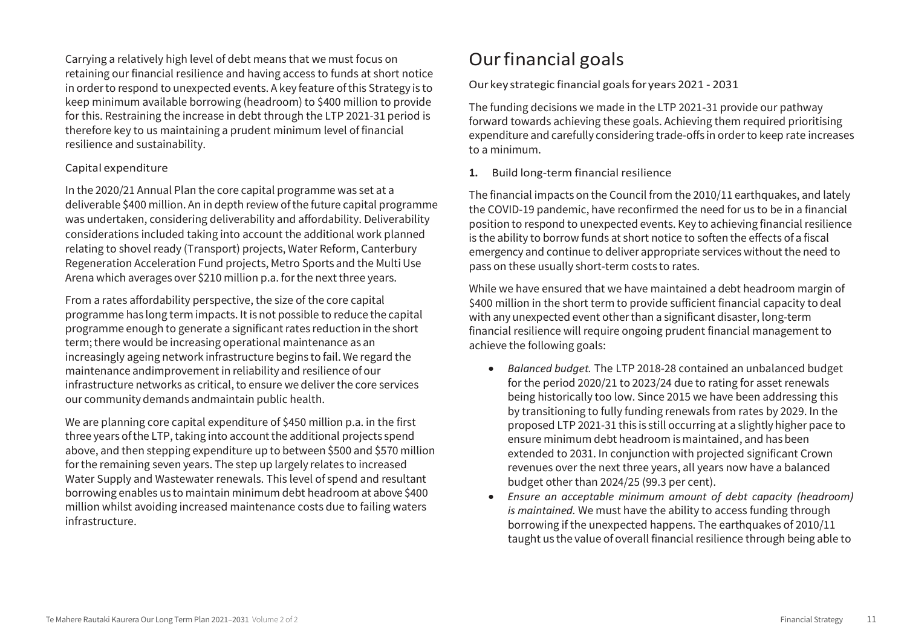Carrying a relatively high level of debt means that we must focus on retaining our financial resilience and having access to funds at short notice in order to respond to unexpected events. A key feature of this Strategy is to keep minimum available borrowing (headroom) to $400 million to provide for this. Restraining the increase in debt through the LTP 2021-31 period is therefore key to us maintaining a prudent minimum level of financial resilience and sustainability.

### Capital expenditure

In the 2020/21 Annual Plan the core capital programme was set at a deliverable $400 million. An in depth review of the future capital programme was undertaken, considering deliverability and affordability. Deliverability considerations included taking into account the additional work planned relating to shovel ready (Transport) projects, Water Reform, Canterbury Regeneration Acceleration Fund projects, Metro Sports and the Multi Use Arena which averages over $210 million p.a. for the next three years.

From a rates affordability perspective, the size of the core capital programme has long term impacts. It is not possible to reduce the capital programme enough to generate a significant rates reduction in the short term; there would be increasing operational maintenance as an increasingly ageing network infrastructure begins to fail. We regard the maintenance andimprovement in reliability and resilience of our infrastructure networks as critical, to ensure we deliver the core services our community demands andmaintain public health.

We are planning core capital expenditure of $450 million p.a. in the first three years of the LTP, taking into account the additional projects spend above, and then stepping expenditure up to between $500 and $570 million for the remaining seven years. The step up largely relates to increased Water Supply and Wastewater renewals. This level of spend and resultant borrowing enables us to maintain minimum debt headroom at above $400 million whilst avoiding increased maintenance costs due to failing waters infrastructure.

# Our financial goals

Our key strategic financial goals for years 2021 - 2031

The funding decisions we made in the LTP 2021-31 provide our pathway forward towards achieving these goals. Achieving them required prioritising expenditure and carefully considering trade-offs in order to keep rate increases to a minimum.

**1.** Build long-term financial resilience

The financial impacts on the Council from the 2010/11 earthquakes, and lately the COVID-19 pandemic, have reconfirmed the need for us to be in a financial position to respond to unexpected events. Key to achieving financial resilience is the ability to borrow funds at short notice to soften the effects of a fiscal emergency and continue to deliver appropriate services without the need to pass on these usually short-term costs to rates.

While we have ensured that we have maintained a debt headroom margin of $400 million in the short term to provide sufficient financial capacity to deal with any unexpected event other than a significant disaster, long-term financial resilience will require ongoing prudent financial management to achieve the following goals:

- *Balanced budget.* The LTP 2018-28 contained an unbalanced budget for the period 2020/21 to 2023/24 due to rating for asset renewals being historically too low. Since 2015 we have been addressing this by transitioning to fully funding renewals from rates by 2029. In the proposed LTP 2021-31 this is still occurring at a slightly higher pace to ensure minimum debt headroom is maintained, and has been extended to 2031. In conjunction with projected significant Crown revenues over the next three years, all years now have a balanced budget other than 2024/25 (99.3 per cent).
- *Ensure an acceptable minimum amount of debt capacity (headroom) is maintained.* We must have the ability to access funding through borrowing if the unexpected happens. The earthquakes of 2010/11 taught us the value of overall financial resilience through being able to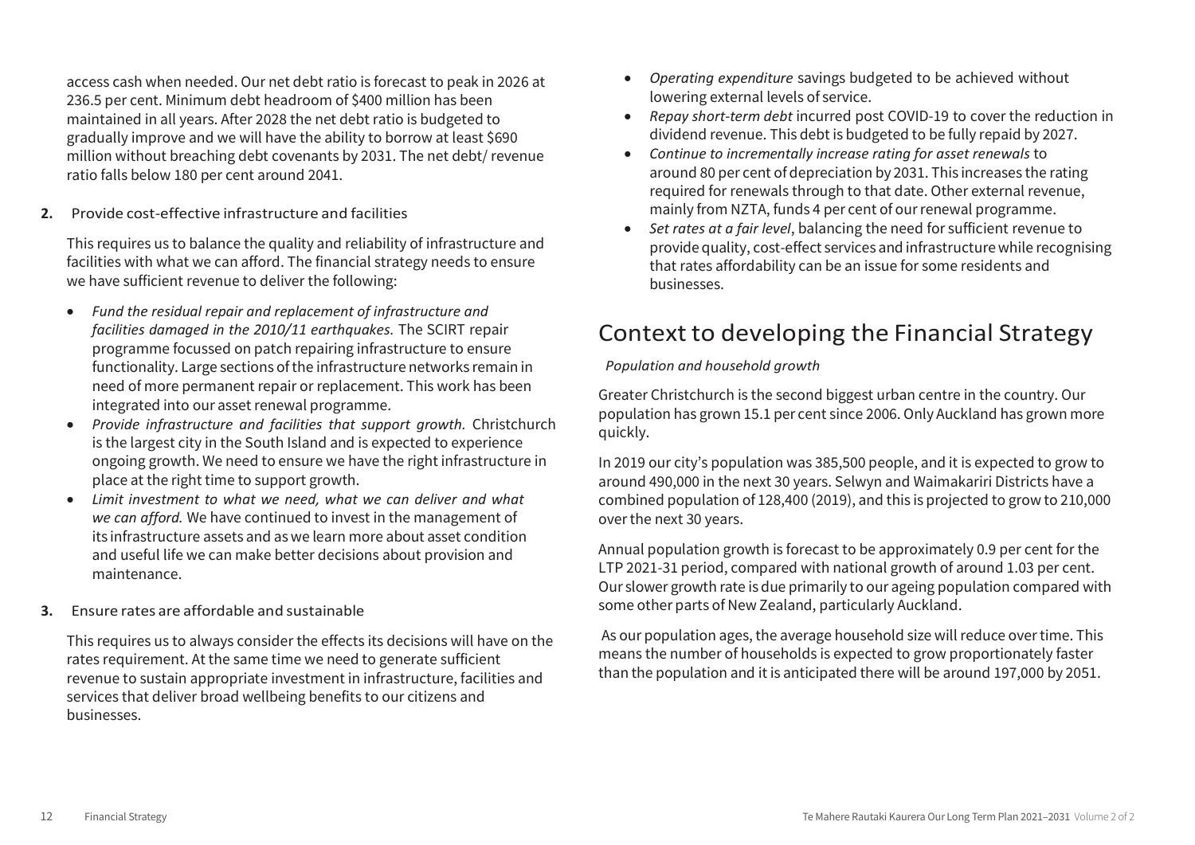access cash when needed. Our net debt ratio is forecast to peak in 2026 at 236.5 per cent. Minimum debt headroom of $400 million has been maintained in all years. After 2028 the net debt ratio is budgeted to gradually improve and we will have the ability to borrow at least $690 million without breaching debt covenants by 2031. The net debt/ revenue ratio falls below 180 per cent around 2041.

**2.** Provide cost-effective infrastructure and facilities

This requires us to balance the quality and reliability of infrastructure and facilities with what we can afford. The financial strategy needs to ensure we have sufficient revenue to deliver the following:

- *Fund the residual repair and replacement of infrastructure and facilities damaged in the 2010/11 earthquakes.* The SCIRT repair programme focussed on patch repairing infrastructure to ensure functionality. Large sections of the infrastructure networks remain in need of more permanent repair or replacement. This work has been integrated into our asset renewal programme.
- *Provide infrastructure and facilities that support growth.* Christchurch is the largest city in the South Island and is expected to experience ongoing growth. We need to ensure we have the right infrastructure in place at the right time to support growth.
- *Limit investment to what we need, what we can deliver and what we can afford.* We have continued to invest in the management of its infrastructure assets and as we learn more about asset condition and useful life we can make better decisions about provision and maintenance.

**3.** Ensure rates are affordable and sustainable

This requires us to always consider the effects its decisions will have on the rates requirement. At the same time we need to generate sufficient revenue to sustain appropriate investment in infrastructure, facilities and services that deliver broad wellbeing benefits to our citizens and businesses.

- *Operating expenditure* savings budgeted to be achieved without lowering external levels of service.
- *Repay short-term debt* incurred post COVID-19 to cover the reduction in dividend revenue. This debt is budgeted to be fully repaid by 2027.
- *Continue to incrementally increase rating for asset renewals* to around 80 per cent of depreciation by 2031. This increases the rating required for renewals through to that date. Other external revenue, mainly from NZTA, funds 4 per cent of our renewal programme.
- *Set rates at a fair level*, balancing the need for sufficient revenue to provide quality, cost-effect services and infrastructure while recognising that rates affordability can be an issue for some residents and businesses.

## Context to developing the Financial Strategy

*Population and household growth*

Greater Christchurch is the second biggest urban centre in the country. Our population has grown 15.1 per cent since 2006. Only Auckland has grown more quickly.

In 2019 our city's population was 385,500 people, and it is expected to grow to around 490,000 in the next 30 years. Selwyn and Waimakariri Districts have a combined population of 128,400 (2019), and this is projected to grow to 210,000 over the next 30 years.

Annual population growth is forecast to be approximately 0.9 per cent for the LTP 2021-31 period, compared with national growth of around 1.03 per cent. Our slower growth rate is due primarily to our ageing population compared with some other parts of New Zealand, particularly Auckland.

As our population ages, the average household size will reduce over time. This means the number of households is expected to grow proportionately faster than the population and it is anticipated there will be around 197,000 by 2051.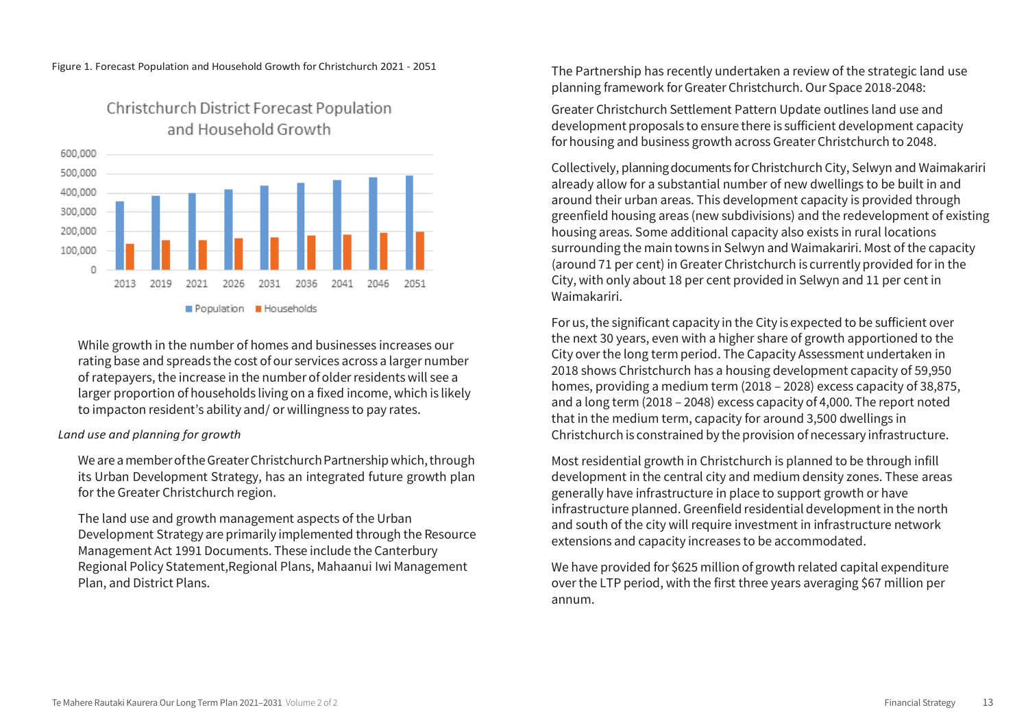Figure 1. Forecast Population and Household Growth for Christchurch 2021 - 2051

Christchurch District Forecast Population and Household Growth

600,000
500,000
400,000
300,000
200,000
100,000
0

2013 2019 2021 2026 2031 2036 2041 2046 2051

Population Households

While growth in the number of homes and businesses increases our rating base and spreads the cost of our services across a larger number of ratepayers, the increase in the number of older residents will see a larger proportion of households living on a fixed income, which is likely to impacton resident's ability and/ or willingness to pay rates.

*Land use and planning for growth*

We are a member of the Greater Christchurch Partnership which, through its Urban Development Strategy, has an integrated future growth plan for the Greater Christchurch region.

The land use and growth management aspects of the Urban Development Strategy are primarily implemented through the Resource Management Act 1991 Documents. These include the Canterbury Regional Policy Statement,Regional Plans, Mahaanui Iwi Management Plan, and District Plans.

The Partnership has recently undertaken a review of the strategic land use planning framework for Greater Christchurch. Our Space 2018-2048:

Greater Christchurch Settlement Pattern Update outlines land use and development proposals to ensure there is sufficient development capacity for housing and business growth across Greater Christchurch to 2048.

Collectively, planning documents for Christchurch City, Selwyn and Waimakariri already allow for a substantial number of new dwellings to be built in and around their urban areas. This development capacity is provided through greenfield housing areas (new subdivisions) and the redevelopment of existing housing areas. Some additional capacity also exists in rural locations surrounding the main towns in Selwyn and Waimakariri. Most of the capacity (around 71 per cent) in Greater Christchurch is currently provided for in the City, with only about 18 per cent provided in Selwyn and 11 per cent in Waimakariri.

For us, the significant capacity in the City is expected to be sufficient over the next 30 years, even with a higher share of growth apportioned to the City over the long term period. The Capacity Assessment undertaken in 2018 shows Christchurch has a housing development capacity of 59,950 homes, providing a medium term (2018 – 2028) excess capacity of 38,875, and a long term (2018 – 2048) excess capacity of 4,000. The report noted that in the medium term, capacity for around 3,500 dwellings in Christchurch is constrained by the provision of necessary infrastructure.

Most residential growth in Christchurch is planned to be through infill development in the central city and medium density zones. These areas generally have infrastructure in place to support growth or have infrastructure planned. Greenfield residential development in the north and south of the city will require investment in infrastructure network extensions and capacity increases to be accommodated.

We have provided for $625 million of growth related capital expenditure over the LTP period, with the first three years averaging $67 million per annum.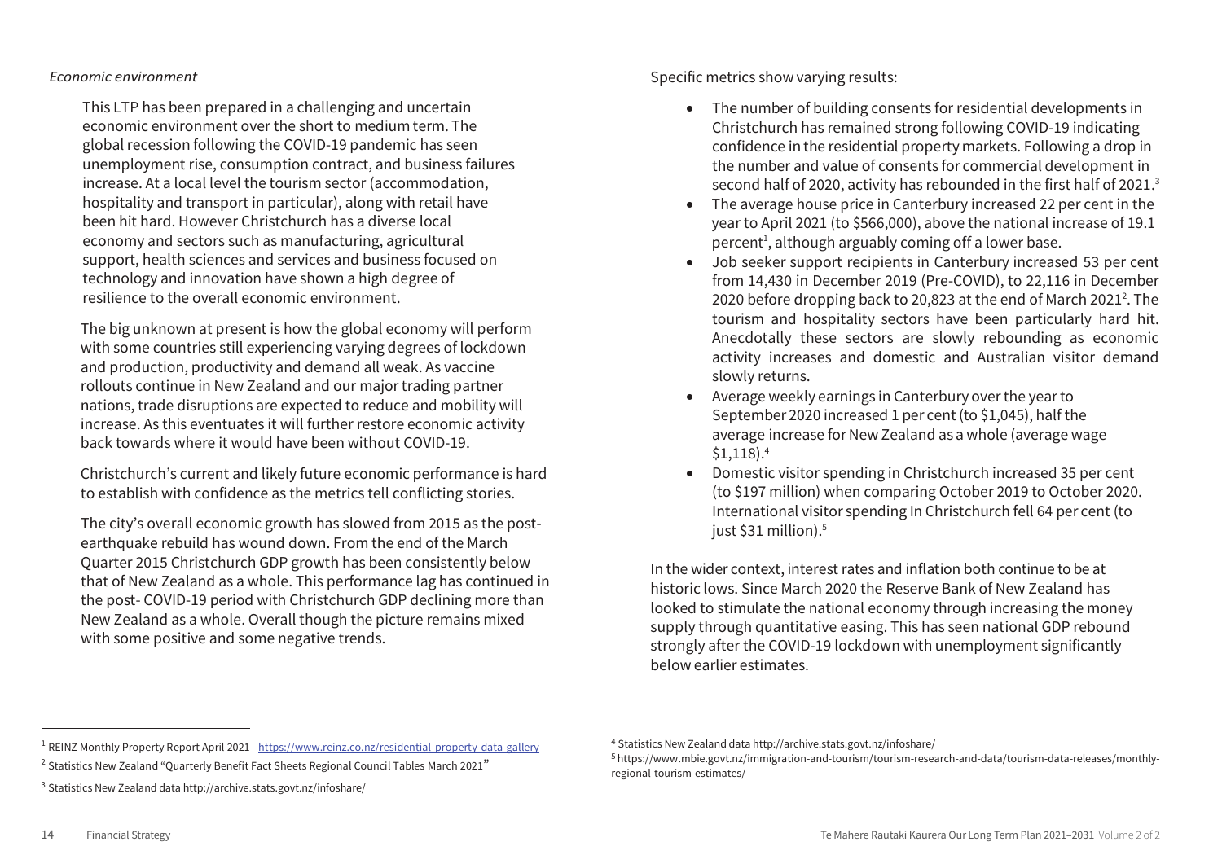*Economic environment*

This LTP has been prepared in a challenging and uncertain economic environment over the short to medium term. The global recession following the COVID-19 pandemic has seen unemployment rise, consumption contract, and business failures increase. At a local level the tourism sector (accommodation, hospitality and transport in particular), along with retail have been hit hard. However Christchurch has a diverse local economy and sectors such as manufacturing, agricultural support, health sciences and services and business focused on technology and innovation have shown a high degree of resilience to the overall economic environment.

The big unknown at present is how the global economy will perform with some countries still experiencing varying degrees of lockdown and production, productivity and demand all weak. As vaccine rollouts continue in New Zealand and our major trading partner nations, trade disruptions are expected to reduce and mobility will increase. As this eventuates it will further restore economic activity back towards where it would have been without COVID-19.

Christchurch's current and likely future economic performance is hard to establish with confidence as the metrics tell conflicting stories.

The city's overall economic growth has slowed from 2015 as the post-earthquake rebuild has wound down. From the end of the March Quarter 2015 Christchurch GDP growth has been consistently below that of New Zealand as a whole. This performance lag has continued in the post- COVID-19 period with Christchurch GDP declining more than New Zealand as a whole. Overall though the picture remains mixed with some positive and some negative trends.

Specific metrics show varying results:

- The number of building consents for residential developments in Christchurch has remained strong following COVID-19 indicating confidence in the residential property markets. Following a drop in the number and value of consents for commercial development in second half of 2020, activity has rebounded in the first half of 2021.[3]
- The average house price in Canterbury increased 22 per cent in the year to April 2021 (to $566,000), above the national increase of 19.1 percent[1], although arguably coming off a lower base.
- Job seeker support recipients in Canterbury increased 53 per cent from 14,430 in December 2019 (Pre-COVID), to 22,116 in December 2020 before dropping back to 20,823 at the end of March 2021[2]. The tourism and hospitality sectors have been particularly hard hit. Anecdotally these sectors are slowly rebounding as economic activity increases and domestic and Australian visitor demand slowly returns.
- Average weekly earnings in Canterbury over the year to September 2020 increased 1 per cent (to $1,045), half the average increase for New Zealand as a whole (average wage $1,118).[4]
- Domestic visitor spending in Christchurch increased 35 per cent (to $197 million) when comparing October 2019 to October 2020. International visitor spending In Christchurch fell 64 per cent (to just $31 million).[5]

In the wider context, interest rates and inflation both continue to be at historic lows. Since March 2020 the Reserve Bank of New Zealand has looked to stimulate the national economy through increasing the money supply through quantitative easing. This has seen national GDP rebound strongly after the COVID-19 lockdown with unemployment significantly below earlier estimates.

---

[1] REINZ Monthly Property Report April 2021 - https://www.reinz.co.nz/residential-property-data-gallery

[2] Statistics New Zealand "Quarterly Benefit Fact Sheets Regional Council Tables March 2021"

[3] Statistics New Zealand data http://archive.stats.govt.nz/infoshare/

[4] Statistics New Zealand data http://archive.stats.govt.nz/infoshare/

[5] https://www.mbie.govt.nz/immigration-and-tourism/tourism-research-and-data/tourism-data-releases/monthly-regional-tourism-estimates/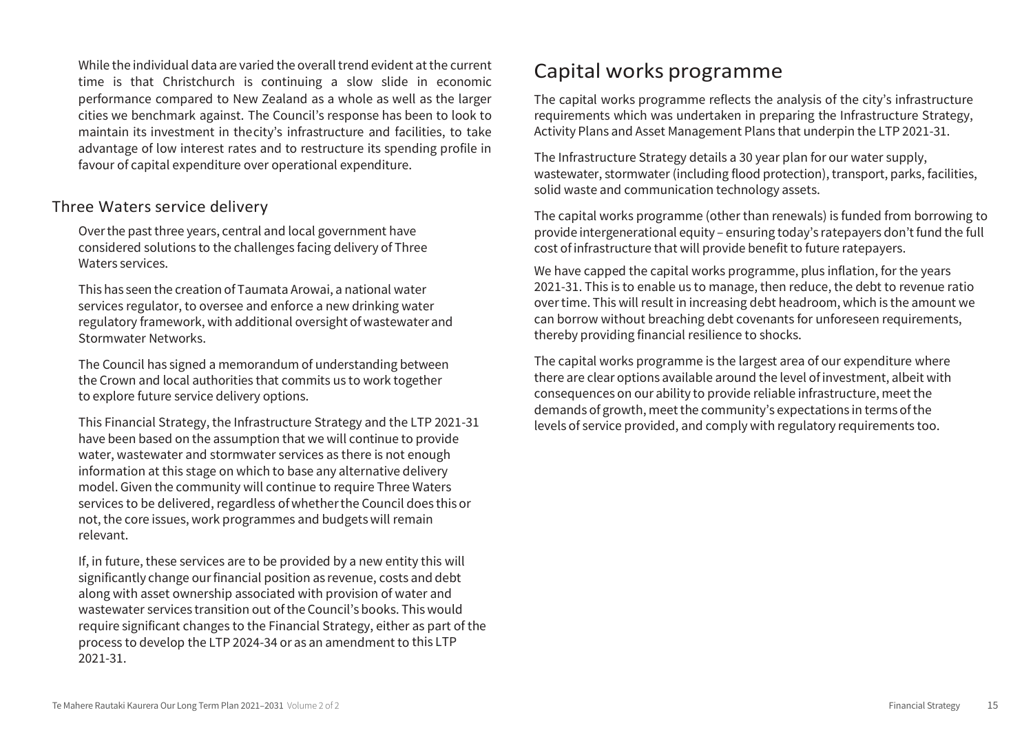While the individual data are varied the overall trend evident at the current time is that Christchurch is continuing a slow slide in economic performance compared to New Zealand as a whole as well as the larger cities we benchmark against. The Council's response has been to look to maintain its investment in thecity's infrastructure and facilities, to take advantage of low interest rates and to restructure its spending profile in favour of capital expenditure over operational expenditure.

### Three Waters service delivery

Over the past three years, central and local government have considered solutions to the challenges facing delivery of Three Waters services.

This has seen the creation of Taumata Arowai, a national water services regulator, to oversee and enforce a new drinking water regulatory framework, with additional oversight of wastewater and Stormwater Networks.

The Council has signed a memorandum of understanding between the Crown and local authorities that commits us to work together to explore future service delivery options.

This Financial Strategy, the Infrastructure Strategy and the LTP 2021-31 have been based on the assumption that we will continue to provide water, wastewater and stormwater services as there is not enough information at this stage on which to base any alternative delivery model. Given the community will continue to require Three Waters services to be delivered, regardless of whether the Council does this or not, the core issues, work programmes and budgets will remain relevant.

If, in future, these services are to be provided by a new entity this will significantly change our financial position as revenue, costs and debt along with asset ownership associated with provision of water and wastewater services transition out of the Council's books. This would require significant changes to the Financial Strategy, either as part of the process to develop the LTP 2024-34 or as an amendment to this LTP 2021-31.

## Capital works programme

The capital works programme reflects the analysis of the city's infrastructure requirements which was undertaken in preparing the Infrastructure Strategy, Activity Plans and Asset Management Plans that underpin the LTP 2021-31.

The Infrastructure Strategy details a 30 year plan for our water supply, wastewater, stormwater (including flood protection), transport, parks, facilities, solid waste and communication technology assets.

The capital works programme (other than renewals) is funded from borrowing to provide intergenerational equity – ensuring today's ratepayers don't fund the full cost of infrastructure that will provide benefit to future ratepayers.

We have capped the capital works programme, plus inflation, for the years 2021-31. This is to enable us to manage, then reduce, the debt to revenue ratio over time. This will result in increasing debt headroom, which is the amount we can borrow without breaching debt covenants for unforeseen requirements, thereby providing financial resilience to shocks.

The capital works programme is the largest area of our expenditure where there are clear options available around the level of investment, albeit with consequences on our ability to provide reliable infrastructure, meet the demands of growth, meet the community's expectations in terms of the levels of service provided, and comply with regulatory requirements too.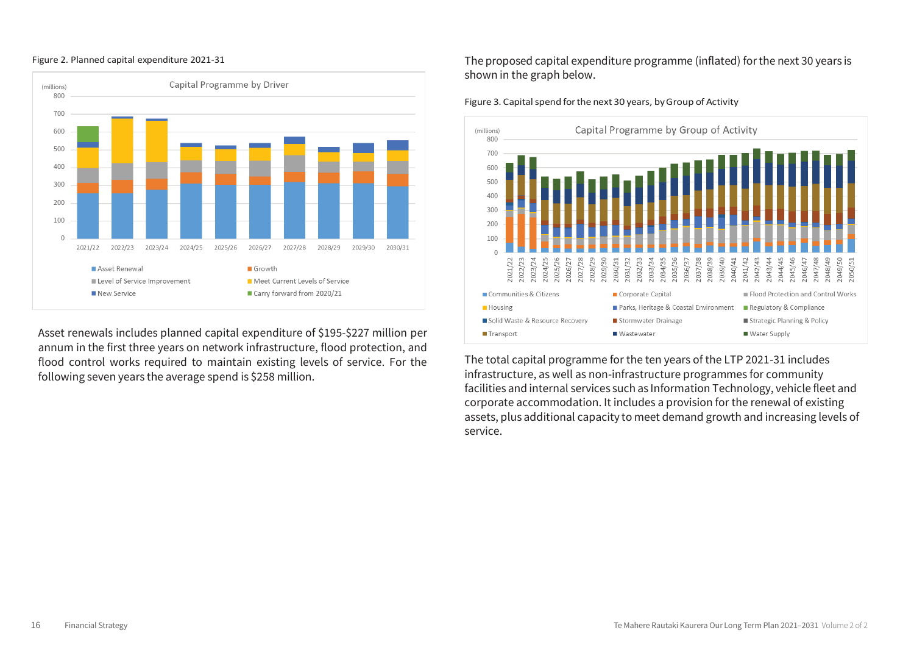Figure 2. Planned capital expenditure 2021-31

Capital Programme by Driver

(millions)
800
700
600
500
400
300
200
100
0

2021/22
2022/23
2023/24
2024/25
2025/26
2026/27
2027/28
2028/29
2029/30
2030/31

Asset Renewal
Growth
Level of Service Improvement
Meet Current Levels of Service
New Service
Carry forward from 2020/21

Asset renewals includes planned capital expenditure of $195-$227 million per annum in the first three years on network infrastructure, flood protection, and flood control works required to maintain existing levels of service. For the following seven years the average spend is $258 million.

The proposed capital expenditure programme (inflated) for the next 30 years is shown in the graph below.

Figure 3. Capital spend for the next 30 years, by Group of Activity

Capital Programme by Group of Activity

(millions)
800
700
600
500
400
300
200
100
0

2021/22
2022/23
2023/24
2024/25
2025/26
2026/27
2027/28
2028/29
2029/30
2030/31
2031/32
2032/33
2033/34
2034/35
2035/36
2036/37
2037/38
2038/39
2039/40
2040/41
2041/42
2042/43
2043/44
2044/45
2045/46
2046/47
2047/48
2048/49
2049/50
2050/51

Communities & Citizens
Corporate Capital
Flood Protection and Control Works
Housing
Parks, Heritage & Coastal Environment
Regulatory & Compliance
Solid Waste & Resource Recovery
Stormwater Drainage
Strategic Planning & Policy
Transport
Wastewater
Water Supply

The total capital programme for the ten years of the LTP 2021-31 includes infrastructure, as well as non-infrastructure programmes for community facilities and internal services such as Information Technology, vehicle fleet and corporate accommodation. It includes a provision for the renewal of existing assets, plus additional capacity to meet demand growth and increasing levels of service.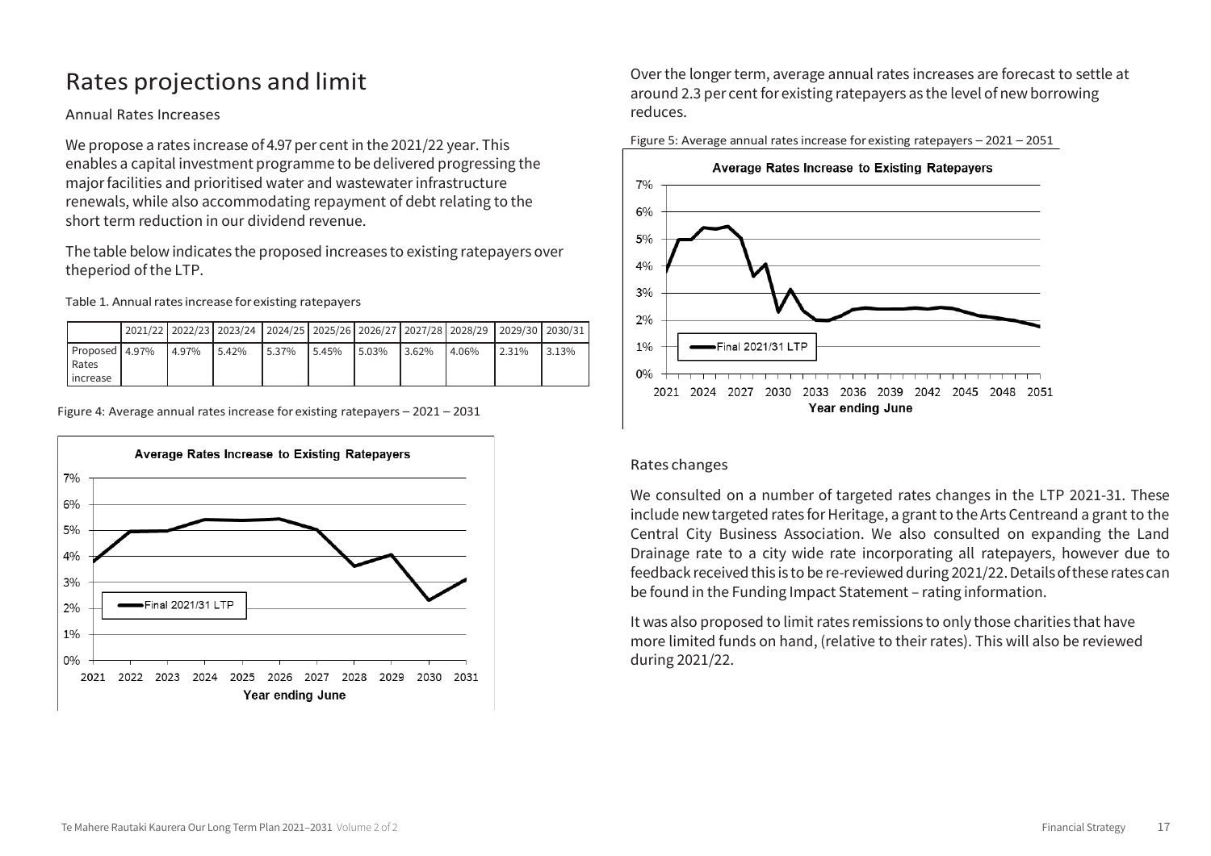# Rates projections and limit

## Annual Rates Increases

We propose a rates increase of 4.97 per cent in the 2021/22 year. This enables a capital investment programme to be delivered progressing the major facilities and prioritised water and wastewater infrastructure renewals, while also accommodating repayment of debt relating to the short term reduction in our dividend revenue.

The table below indicates the proposed increases to existing ratepayers over theperiod of the LTP.

Table 1. Annual rates increase for existing ratepayers

| | 2021/22 | 2022/23 | 2023/24 | 2024/25 | 2025/26 | 2026/27 | 2027/28 | 2028/29 | 2029/30 | 2030/31 |
|---|---|---|---|---|---|---|---|---|---|---|
| Proposed Rates increase | 4.97% | 4.97% | 5.42% | 5.37% | 5.45% | 5.03% | 3.62% | 4.06% | 2.31% | 3.13% |

Figure 4: Average annual rates increase for existing ratepayers – 2021 – 2031

Average Rates Increase to Existing Ratepayers

7%
6%
5%
4%
3%
2%
1%
0%

2021 2022 2023 2024 2025 2026 2027 2028 2029 2030 2031

Year ending June

Final 2021/31 LTP

Over the longer term, average annual rates increases are forecast to settle at around 2.3 per cent for existing ratepayers as the level of new borrowing reduces.

Figure 5: Average annual rates increase for existing ratepayers – 2021 – 2051

Average Rates Increase to Existing Ratepayers

7%
6%
5%
4%
3%
2%
1%
0%

2021 2024 2027 2030 2033 2036 2039 2042 2045 2048 2051

Year ending June

Final 2021/31 LTP

## Rates changes

We consulted on a number of targeted rates changes in the LTP 2021-31. These include new targeted rates for Heritage, a grant to the Arts Centreand a grant to the Central City Business Association. We also consulted on expanding the Land Drainage rate to a city wide rate incorporating all ratepayers, however due to feedback received this is to be re-reviewed during 2021/22. Details of these rates can be found in the Funding Impact Statement – rating information.

It was also proposed to limit rates remissions to only those charities that have more limited funds on hand, (relative to their rates). This will also be reviewed during 2021/22.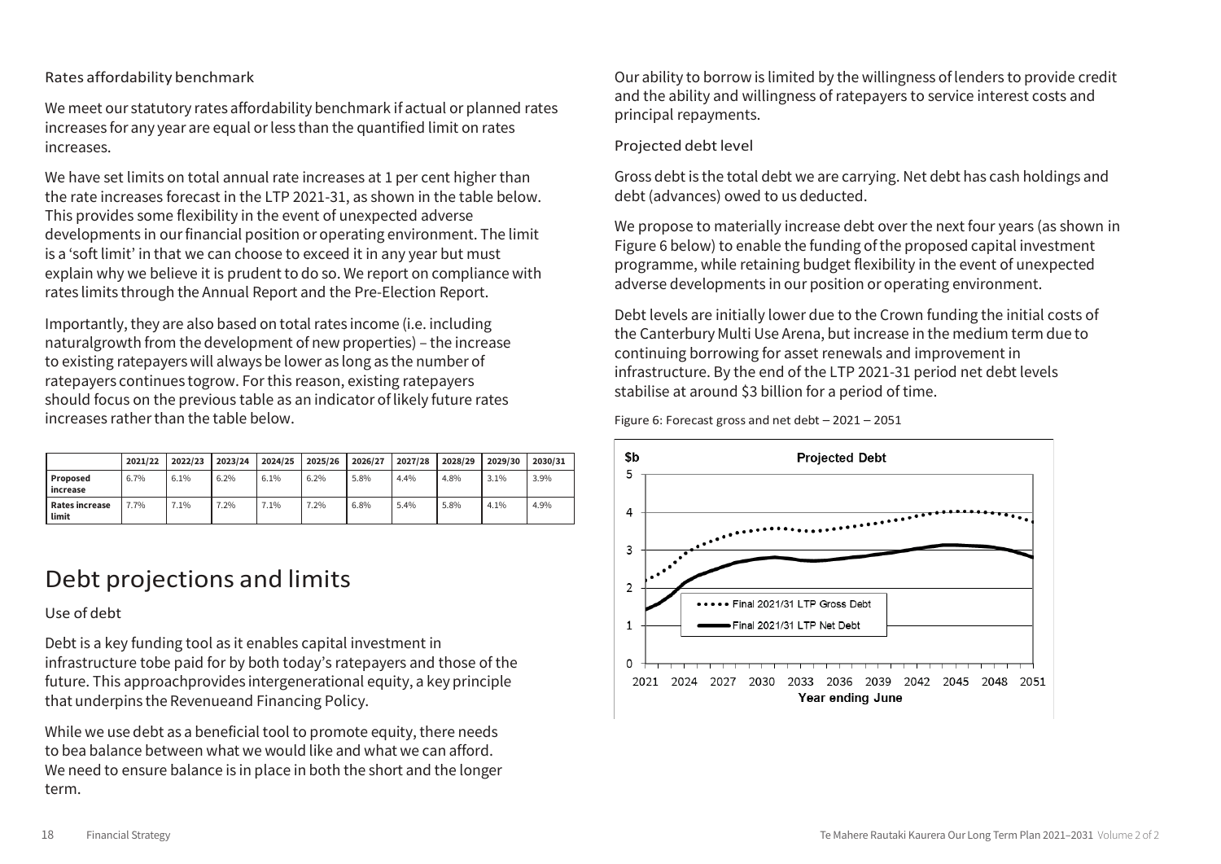### Rates affordability benchmark

We meet our statutory rates affordability benchmark if actual or planned rates increases for any year are equal or less than the quantified limit on rates increases.

We have set limits on total annual rate increases at 1 per cent higher than the rate increases forecast in the LTP 2021-31, as shown in the table below. This provides some flexibility in the event of unexpected adverse developments in our financial position or operating environment. The limit is a 'soft limit' in that we can choose to exceed it in any year but must explain why we believe it is prudent to do so. We report on compliance with rates limits through the Annual Report and the Pre-Election Report.

Importantly, they are also based on total rates income (i.e. including naturalgrowth from the development of new properties) – the increase to existing ratepayers will always be lower as long as the number of ratepayers continues togrow. For this reason, existing ratepayers should focus on the previous table as an indicator of likely future rates increases rather than the table below.

| | 2021/22 | 2022/23 | 2023/24 | 2024/25 | 2025/26 | 2026/27 | 2027/28 | 2028/29 | 2029/30 | 2030/31 |
|---|---|---|---|---|---|---|---|---|---|---|
| **Proposed increase** | 6.7% | 6.1% | 6.2% | 6.1% | 6.2% | 5.8% | 4.4% | 4.8% | 3.1% | 3.9% |
| **Rates increase limit** | 7.7% | 7.1% | 7.2% | 7.1% | 7.2% | 6.8% | 5.4% | 5.8% | 4.1% | 4.9% |

## Debt projections and limits

### Use of debt

Debt is a key funding tool as it enables capital investment in infrastructure tobe paid for by both today's ratepayers and those of the future. This approachprovides intergenerational equity, a key principle that underpins the Revenueand Financing Policy.

While we use debt as a beneficial tool to promote equity, there needs to bea balance between what we would like and what we can afford. We need to ensure balance is in place in both the short and the longer term.

Our ability to borrow is limited by the willingness of lenders to provide credit and the ability and willingness of ratepayers to service interest costs and principal repayments.

### Projected debt level

Gross debt is the total debt we are carrying. Net debt has cash holdings and debt (advances) owed to us deducted.

We propose to materially increase debt over the next four years (as shown in Figure 6 below) to enable the funding of the proposed capital investment programme, while retaining budget flexibility in the event of unexpected adverse developments in our position or operating environment.

Debt levels are initially lower due to the Crown funding the initial costs of the Canterbury Multi Use Arena, but increase in the medium term due to continuing borrowing for asset renewals and improvement in infrastructure. By the end of the LTP 2021-31 period net debt levels stabilise at around $3 billion for a period of time.

Figure 6: Forecast gross and net debt – 2021 – 2051

Projected Debt

$b

5
4
3
2
1
0

2021 2024 2027 2030 2033 2036 2039 2042 2045 2048 2051

Year ending June

Final 2021/31 LTP Gross Debt

Final 2021/31 LTP Net Debt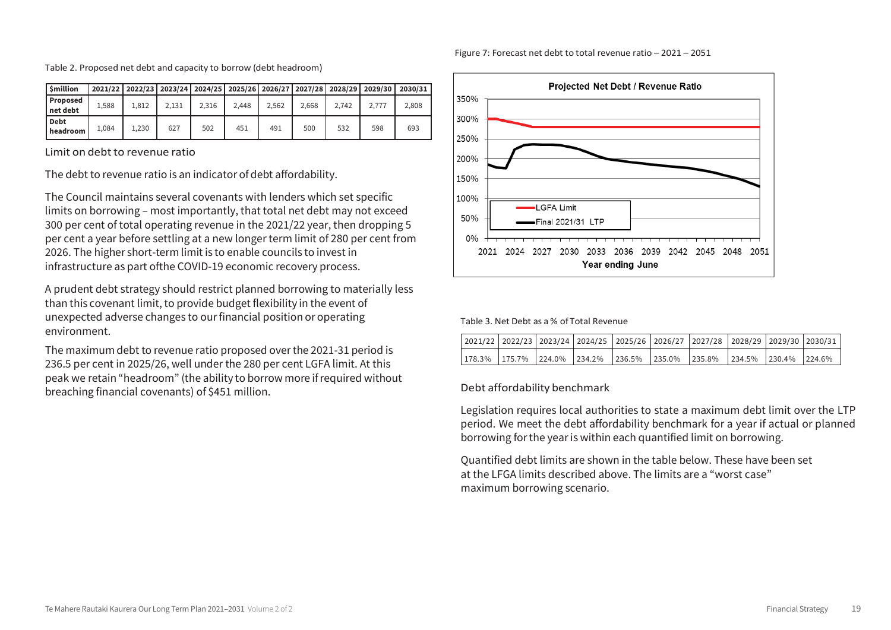Table 2. Proposed net debt and capacity to borrow (debt headroom)

| $million | 2021/22 | 2022/23 | 2023/24 | 2024/25 | 2025/26 | 2026/27 | 2027/28 | 2028/29 | 2029/30 | 2030/31 |
|---|---|---|---|---|---|---|---|---|---|---|
| Proposed net debt | 1,588 | 1,812 | 2,131 | 2,316 | 2,448 | 2,562 | 2,668 | 2,742 | 2,777 | 2,808 |
| Debt headroom | 1,084 | 1,230 | 627 | 502 | 451 | 491 | 500 | 532 | 598 | 693 |

### Limit on debt to revenue ratio

The debt to revenue ratio is an indicator of debt affordability.

The Council maintains several covenants with lenders which set specific limits on borrowing – most importantly, that total net debt may not exceed 300 per cent of total operating revenue in the 2021/22 year, then dropping 5 per cent a year before settling at a new longer term limit of 280 per cent from 2026. The higher short-term limit is to enable councils to invest in infrastructure as part ofthe COVID-19 economic recovery process.

A prudent debt strategy should restrict planned borrowing to materially less than this covenant limit, to provide budget flexibility in the event of unexpected adverse changes to our financial position or operating environment.

The maximum debt to revenue ratio proposed over the 2021-31 period is 236.5 per cent in 2025/26, well under the 280 per cent LGFA limit. At this peak we retain "headroom" (the ability to borrow more if required without breaching financial covenants) of $451 million.

Figure 7: Forecast net debt to total revenue ratio – 2021 – 2051

Projected Net Debt / Revenue Ratio

350%
300%
250%
200%
150%
100%
50%
0%

2021 2024 2027 2030 2033 2036 2039 2042 2045 2048 2051

Year ending June

LGFA Limit

Final 2021/31 LTP

Table 3. Net Debt as a % of Total Revenue

| 2021/22 | 2022/23 | 2023/24 | 2024/25 | 2025/26 | 2026/27 | 2027/28 | 2028/29 | 2029/30 | 2030/31 |
|---|---|---|---|---|---|---|---|---|---|
| 178.3% | 175.7% | 224.0% | 234.2% | 236.5% | 235.0% | 235.8% | 234.5% | 230.4% | 224.6% |

### Debt affordability benchmark

Legislation requires local authorities to state a maximum debt limit over the LTP period. We meet the debt affordability benchmark for a year if actual or planned borrowing for the year is within each quantified limit on borrowing.

Quantified debt limits are shown in the table below. These have been set at the LFGA limits described above. The limits are a "worst case" maximum borrowing scenario.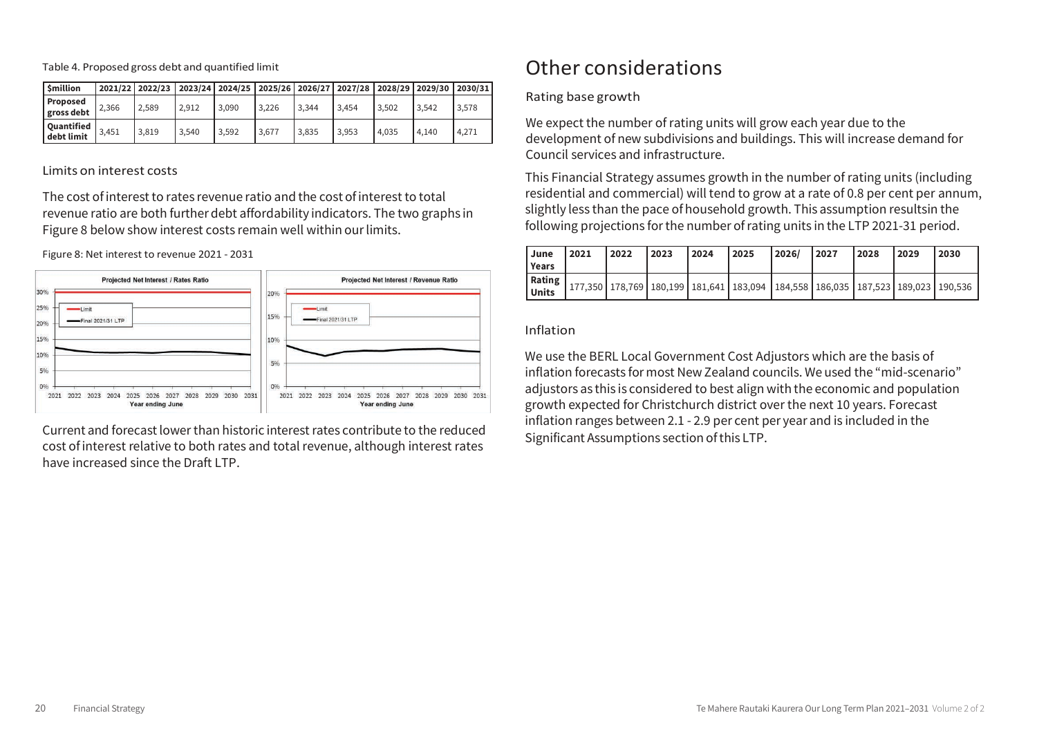Table 4. Proposed gross debt and quantified limit

| $million | 2021/22 | 2022/23 | 2023/24 | 2024/25 | 2025/26 | 2026/27 | 2027/28 | 2028/29 | 2029/30 | 2030/31 |
|---|---|---|---|---|---|---|---|---|---|---|
| Proposed gross debt | 2,366 | 2,589 | 2,912 | 3,090 | 3,226 | 3,344 | 3,454 | 3,502 | 3,542 | 3,578 |
| Quantified debt limit | 3,451 | 3,819 | 3,540 | 3,592 | 3,677 | 3,835 | 3,953 | 4,035 | 4,140 | 4,271 |

### Limits on interest costs

The cost of interest to rates revenue ratio and the cost of interest to total revenue ratio are both further debt affordability indicators. The two graphs in Figure 8 below show interest costs remain well within our limits.

Figure 8: Net interest to revenue 2021 - 2031

Projected Net Interest / Rates Ratio

30%
25%
20%
15%
10%
5%
0%

Limit
Final 2021/31 LTP

2021 2022 2023 2024 2025 2026 2027 2028 2029 2030 2031

Year ending June

Projected Net Interest / Revenue Ratio

20%
15%
10%
5%
0%

Limit
Final 2021/31 LTP

2021 2022 2023 2024 2025 2026 2027 2028 2029 2030 2031

Year ending June

Current and forecast lower than historic interest rates contribute to the reduced cost of interest relative to both rates and total revenue, although interest rates have increased since the Draft LTP.

## Other considerations

### Rating base growth

We expect the number of rating units will grow each year due to the development of new subdivisions and buildings. This will increase demand for Council services and infrastructure.

This Financial Strategy assumes growth in the number of rating units (including residential and commercial) will tend to grow at a rate of 0.8 per cent per annum, slightly less than the pace of household growth. This assumption resultsin the following projections for the number of rating units in the LTP 2021-31 period.

| June Years | 2021 | 2022 | 2023 | 2024 | 2025 | 2026/ | 2027 | 2028 | 2029 | 2030 |
|---|---|---|---|---|---|---|---|---|---|---|
| Rating Units | 177,350 | 178,769 | 180,199 | 181,641 | 183,094 | 184,558 | 186,035 | 187,523 | 189,023 | 190,536 |

### Inflation

We use the BERL Local Government Cost Adjustors which are the basis of inflation forecasts for most New Zealand councils. We used the "mid-scenario" adjustors as this is considered to best align with the economic and population growth expected for Christchurch district over the next 10 years. Forecast inflation ranges between 2.1 - 2.9 per cent per year and is included in the Significant Assumptions section of this LTP.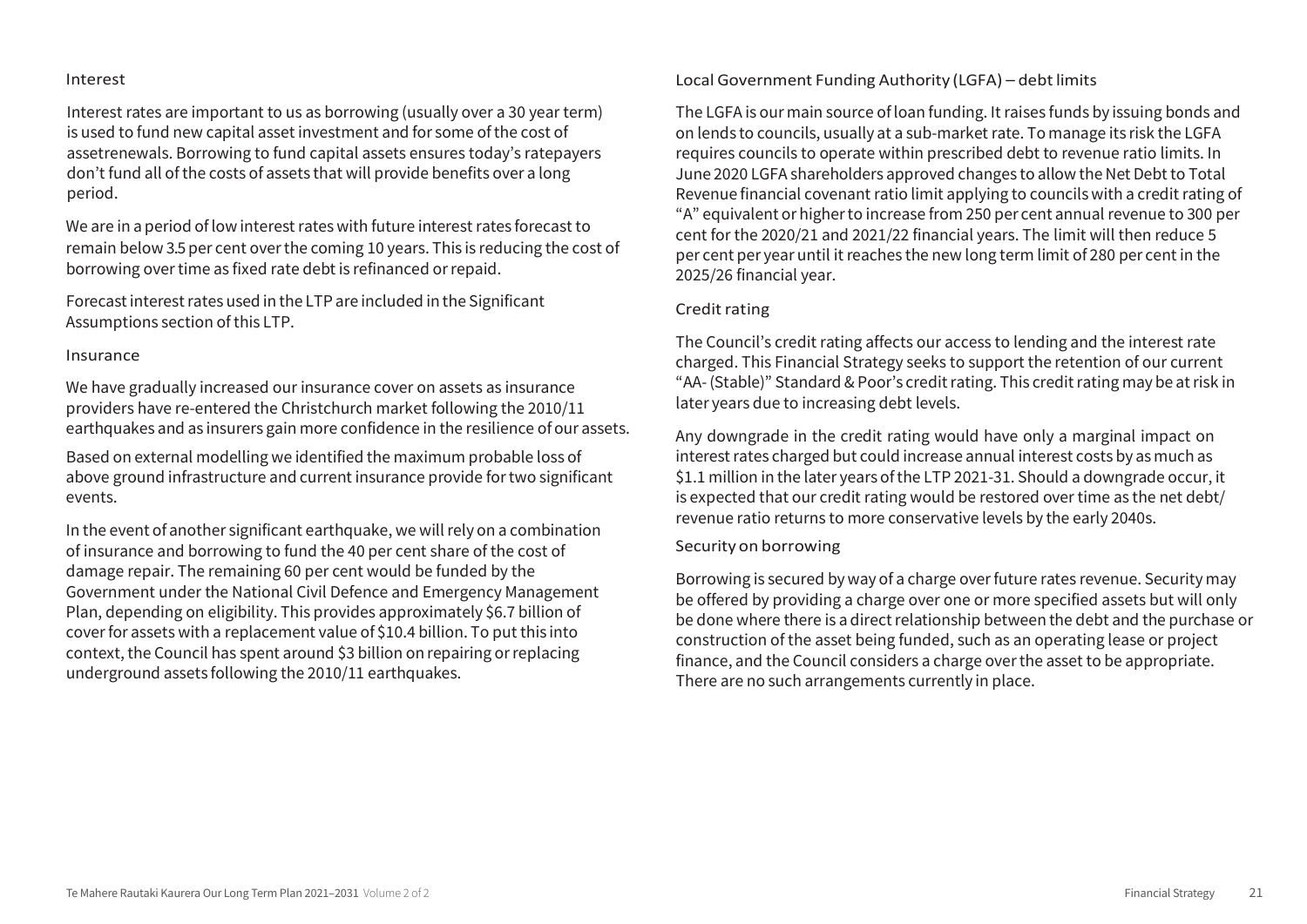### Interest

Interest rates are important to us as borrowing (usually over a 30 year term) is used to fund new capital asset investment and for some of the cost of assetrenewals. Borrowing to fund capital assets ensures today's ratepayers don't fund all of the costs of assets that will provide benefits over a long period.

We are in a period of low interest rates with future interest rates forecast to remain below 3.5 per cent over the coming 10 years. This is reducing the cost of borrowing over time as fixed rate debt is refinanced or repaid.

Forecast interest rates used in the LTP are included in the Significant Assumptions section of this LTP.

### Insurance

We have gradually increased our insurance cover on assets as insurance providers have re-entered the Christchurch market following the 2010/11 earthquakes and as insurers gain more confidence in the resilience of our assets.

Based on external modelling we identified the maximum probable loss of above ground infrastructure and current insurance provide for two significant events.

In the event of another significant earthquake, we will rely on a combination of insurance and borrowing to fund the 40 per cent share of the cost of damage repair. The remaining 60 per cent would be funded by the Government under the National Civil Defence and Emergency Management Plan, depending on eligibility. This provides approximately $6.7 billion of cover for assets with a replacement value of $10.4 billion. To put this into context, the Council has spent around $3 billion on repairing or replacing underground assets following the 2010/11 earthquakes.

### Local Government Funding Authority (LGFA) – debt limits

The LGFA is our main source of loan funding. It raises funds by issuing bonds and on lends to councils, usually at a sub-market rate. To manage its risk the LGFA requires councils to operate within prescribed debt to revenue ratio limits. In June 2020 LGFA shareholders approved changes to allow the Net Debt to Total Revenue financial covenant ratio limit applying to councils with a credit rating of "A" equivalent or higher to increase from 250 per cent annual revenue to 300 per cent for the 2020/21 and 2021/22 financial years. The limit will then reduce 5 per cent per year until it reaches the new long term limit of 280 per cent in the 2025/26 financial year.

### Credit rating

The Council's credit rating affects our access to lending and the interest rate charged. This Financial Strategy seeks to support the retention of our current "AA- (Stable)" Standard & Poor's credit rating. This credit rating may be at risk in later years due to increasing debt levels.

Any downgrade in the credit rating would have only a marginal impact on interest rates charged but could increase annual interest costs by as much as $1.1 million in the later years of the LTP 2021-31. Should a downgrade occur, it is expected that our credit rating would be restored over time as the net debt/ revenue ratio returns to more conservative levels by the early 2040s.

### Security on borrowing

Borrowing is secured by way of a charge over future rates revenue. Security may be offered by providing a charge over one or more specified assets but will only be done where there is a direct relationship between the debt and the purchase or construction of the asset being funded, such as an operating lease or project finance, and the Council considers a charge over the asset to be appropriate. There are no such arrangements currently in place.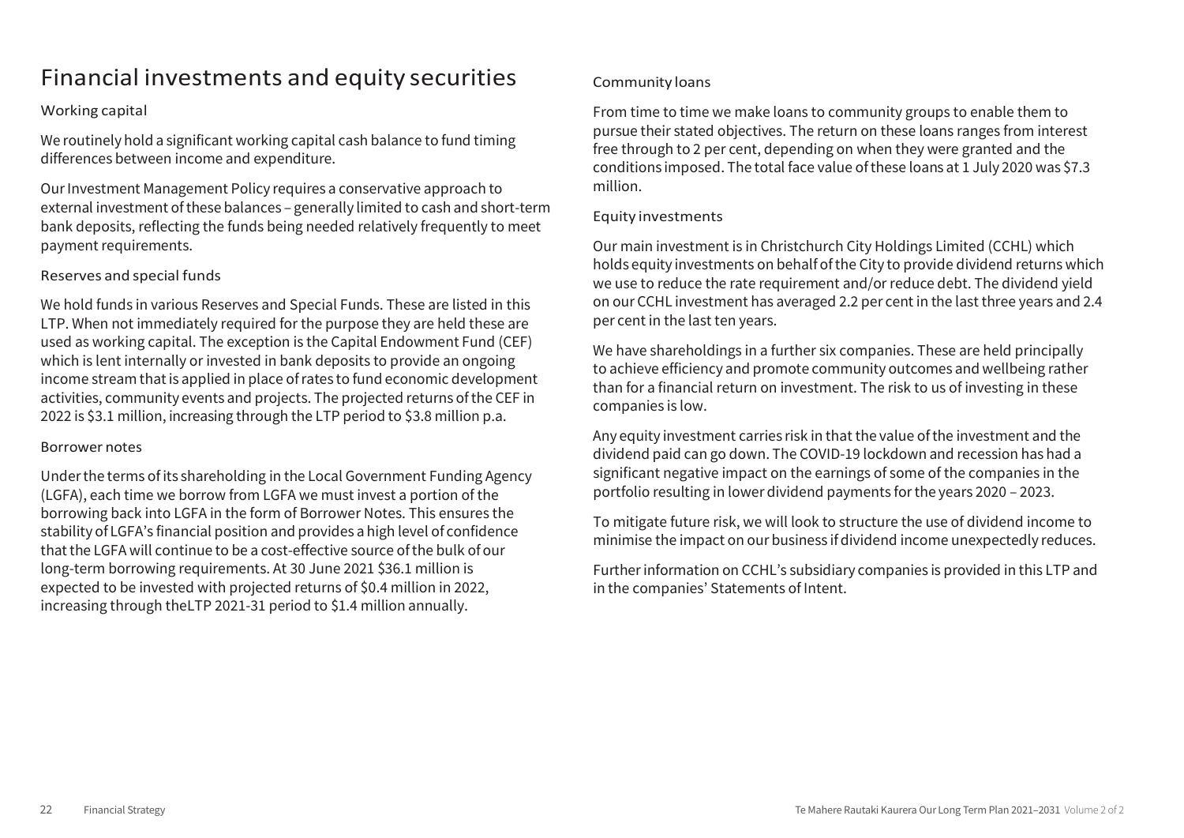# Financial investments and equity securities

### Working capital

We routinely hold a significant working capital cash balance to fund timing differences between income and expenditure.

Our Investment Management Policy requires a conservative approach to external investment of these balances – generally limited to cash and short-term bank deposits, reflecting the funds being needed relatively frequently to meet payment requirements.

### Reserves and special funds

We hold funds in various Reserves and Special Funds. These are listed in this LTP. When not immediately required for the purpose they are held these are used as working capital. The exception is the Capital Endowment Fund (CEF) which is lent internally or invested in bank deposits to provide an ongoing income stream that is applied in place of rates to fund economic development activities, community events and projects. The projected returns of the CEF in 2022 is $3.1 million, increasing through the LTP period to $3.8 million p.a.

### Borrower notes

Under the terms of its shareholding in the Local Government Funding Agency (LGFA), each time we borrow from LGFA we must invest a portion of the borrowing back into LGFA in the form of Borrower Notes. This ensures the stability of LGFA's financial position and provides a high level of confidence that the LGFA will continue to be a cost-effective source of the bulk of our long-term borrowing requirements. At 30 June 2021 $36.1 million is expected to be invested with projected returns of $0.4 million in 2022, increasing through theLTP 2021-31 period to $1.4 million annually.

### Community loans

From time to time we make loans to community groups to enable them to pursue their stated objectives. The return on these loans ranges from interest free through to 2 per cent, depending on when they were granted and the conditions imposed. The total face value of these loans at 1 July 2020 was $7.3 million.

### Equity investments

Our main investment is in Christchurch City Holdings Limited (CCHL) which holds equity investments on behalf of the City to provide dividend returns which we use to reduce the rate requirement and/or reduce debt. The dividend yield on our CCHL investment has averaged 2.2 per cent in the last three years and 2.4 per cent in the last ten years.

We have shareholdings in a further six companies. These are held principally to achieve efficiency and promote community outcomes and wellbeing rather than for a financial return on investment. The risk to us of investing in these companies is low.

Any equity investment carries risk in that the value of the investment and the dividend paid can go down. The COVID-19 lockdown and recession has had a significant negative impact on the earnings of some of the companies in the portfolio resulting in lower dividend payments for the years 2020 – 2023.

To mitigate future risk, we will look to structure the use of dividend income to minimise the impact on our business if dividend income unexpectedly reduces.

Further information on CCHL's subsidiary companies is provided in this LTP and in the companies' Statements of Intent.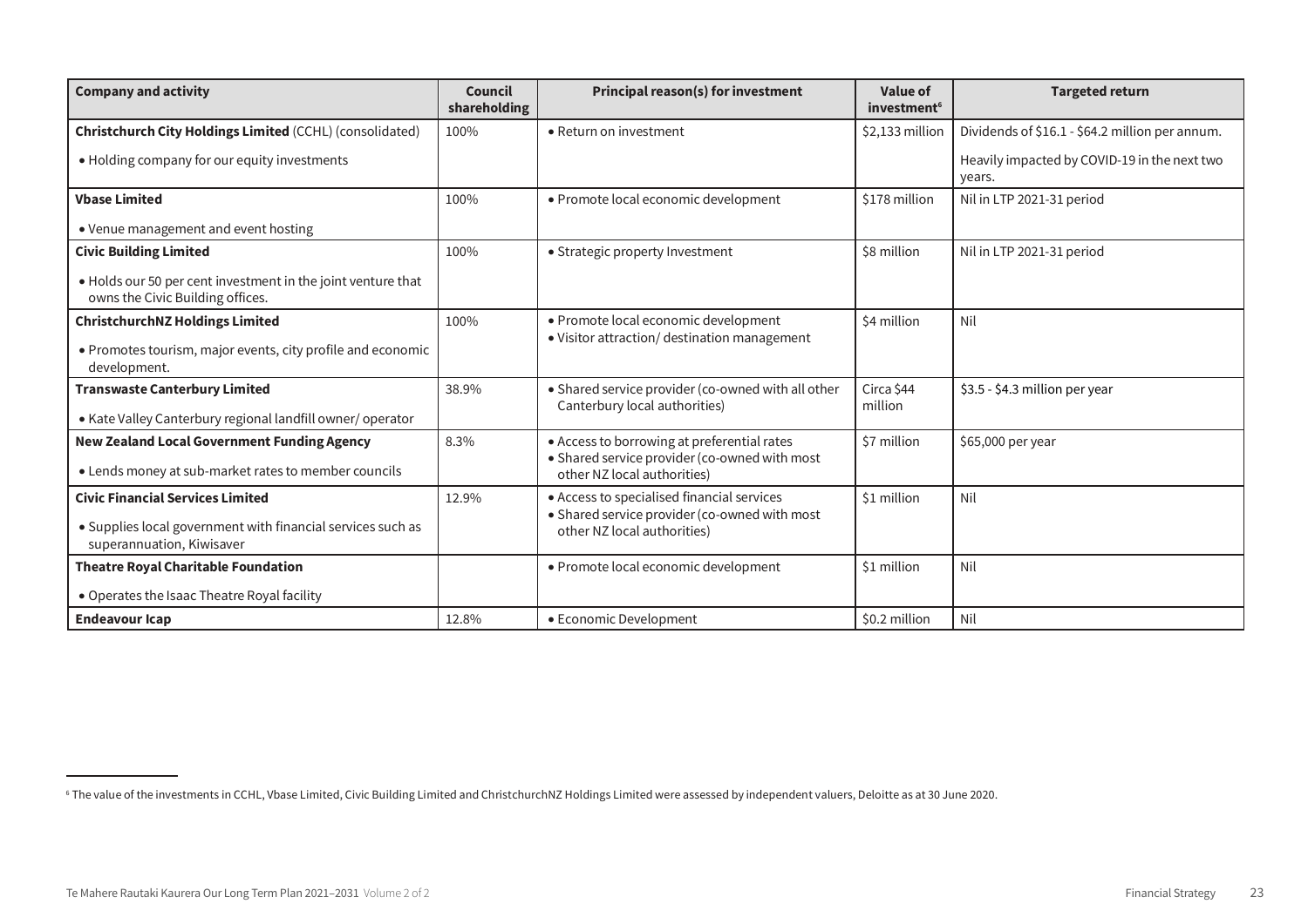| Company and activity | Council shareholding | Principal reason(s) for investment | Value of investment[6] | Targeted return |
|---|---|---|---|---|
| **Christchurch City Holdings Limited** (CCHL) (consolidated)<br>• Holding company for our equity investments | 100% | • Return on investment | $2,133 million | Dividends of $16.1 - $64.2 million per annum.<br>Heavily impacted by COVID-19 in the next two years. |
| **Vbase Limited**<br>• Venue management and event hosting | 100% | • Promote local economic development | $178 million | Nil in LTP 2021-31 period |
| **Civic Building Limited**<br>• Holds our 50 per cent investment in the joint venture that owns the Civic Building offices. | 100% | • Strategic property Investment | $8 million | Nil in LTP 2021-31 period |
| **ChristchurchNZ Holdings Limited**<br>• Promotes tourism, major events, city profile and economic development. | 100% | • Promote local economic development<br>• Visitor attraction/ destination management | $4 million | Nil |
| **Transwaste Canterbury Limited**<br>• Kate Valley Canterbury regional landfill owner/ operator | 38.9% | • Shared service provider (co-owned with all other Canterbury local authorities) | Circa $44 million | $3.5 - $4.3 million per year |
| **New Zealand Local Government Funding Agency**<br>• Lends money at sub-market rates to member councils | 8.3% | • Access to borrowing at preferential rates<br>• Shared service provider (co-owned with most other NZ local authorities) | $7 million | $65,000 per year |
| **Civic Financial Services Limited**<br>• Supplies local government with financial services such as superannuation, Kiwisaver | 12.9% | • Access to specialised financial services<br>• Shared service provider (co-owned with most other NZ local authorities) | $1 million | Nil |
| **Theatre Royal Charitable Foundation**<br>• Operates the Isaac Theatre Royal facility | | • Promote local economic development | $1 million | Nil |
| **Endeavour Icap** | 12.8% | • Economic Development | $0.2 million | Nil |

[6] The value of the investments in CCHL, Vbase Limited, Civic Building Limited and ChristchurchNZ Holdings Limited were assessed by independent valuers, Deloitte as at 30 June 2020.